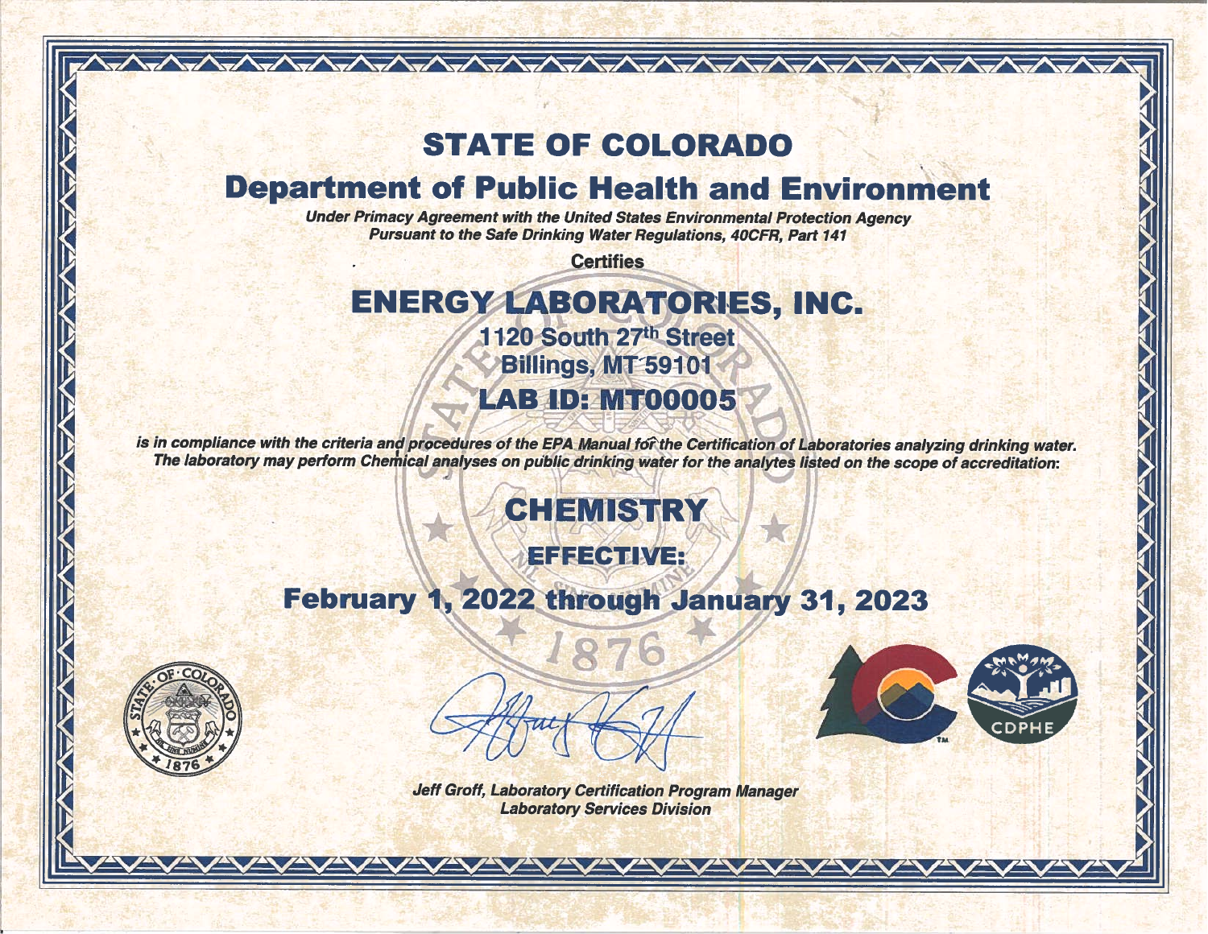# STATE OF COLORADO

## Department of Public Health and Environment

*Under Primacy Agreement with the United States Environmental Protection Agency*
*Pursuant to the Safe Drinking Water Regulations, 40CFR, Part 141*

**Certifies**

# ENERGY LABORATORIES, INC.

**1120 South 27th Street**
**Billings, MT 59101**

## LAB ID: MT00005

*is in compliance with the criteria and procedures of the EPA Manual for the Certification of Laboratories analyzing drinking water. The laboratory may perform Chemical analyses on public drinking water for the analytes listed on the scope of accreditation:*

## CHEMISTRY

### EFFECTIVE:

## February 1, 2022 through January 31, 2023

*Jeff Groff, Laboratory Certification Program Manager*
*Laboratory Services Division*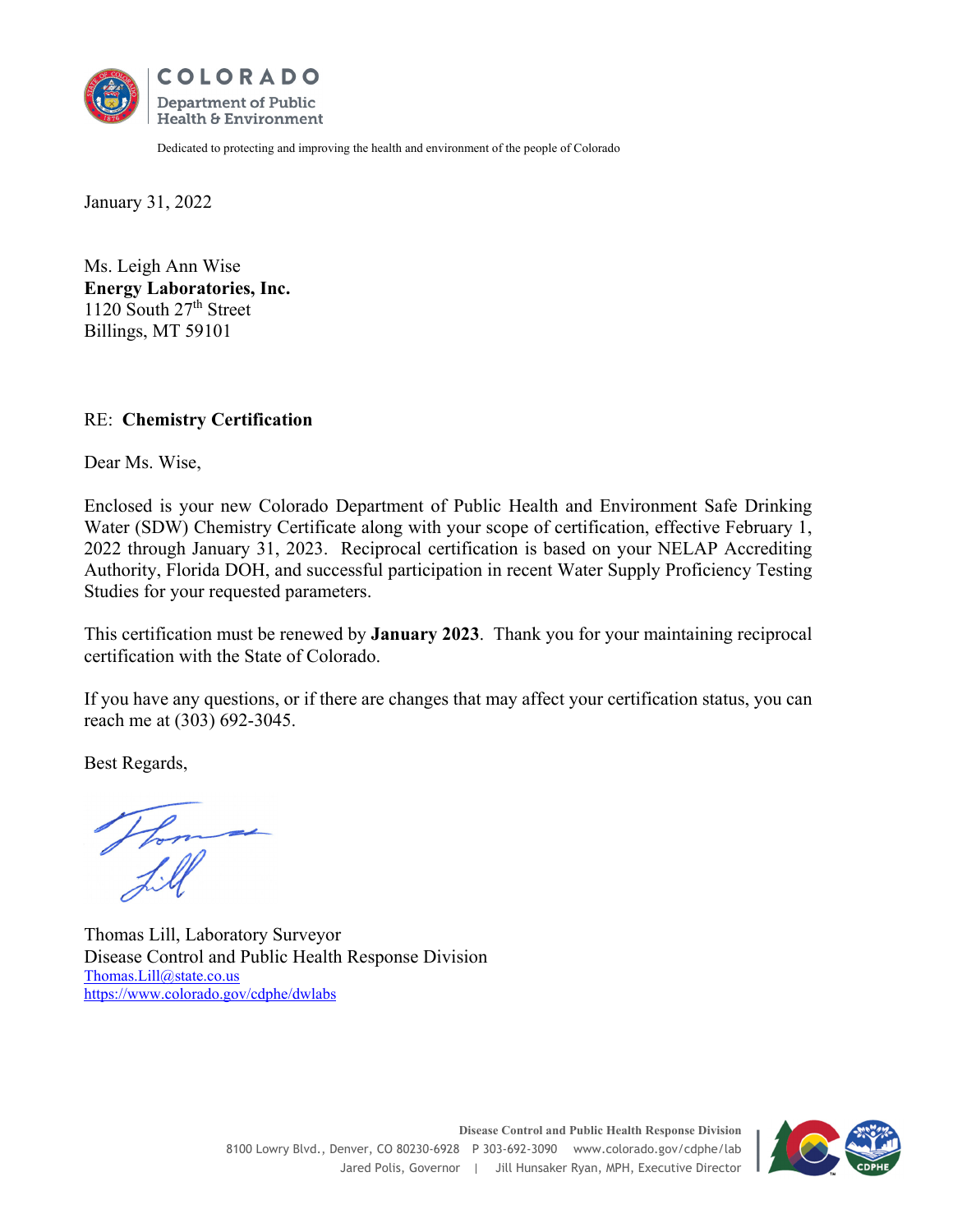**COLORADO**
**Department of Public Health & Environment**

Dedicated to protecting and improving the health and environment of the people of Colorado

January 31, 2022

Ms. Leigh Ann Wise
**Energy Laboratories, Inc.**
1120 South 27th Street
Billings, MT 59101

RE: **Chemistry Certification**

Dear Ms. Wise,

Enclosed is your new Colorado Department of Public Health and Environment Safe Drinking Water (SDW) Chemistry Certificate along with your scope of certification, effective February 1, 2022 through January 31, 2023. Reciprocal certification is based on your NELAP Accrediting Authority, Florida DOH, and successful participation in recent Water Supply Proficiency Testing Studies for your requested parameters.

This certification must be renewed by **January 2023**. Thank you for your maintaining reciprocal certification with the State of Colorado.

If you have any questions, or if there are changes that may affect your certification status, you can reach me at (303) 692-3045.

Best Regards,

Thomas Lill, Laboratory Surveyor
Disease Control and Public Health Response Division
Thomas.Lill@state.co.us
https://www.colorado.gov/cdphe/dwlabs

**Disease Control and Public Health Response Division**
8100 Lowry Blvd., Denver, CO 80230-6928 P 303-692-3090 www.colorado.gov/cdphe/lab
Jared Polis, Governor | Jill Hunsaker Ryan, MPH, Executive Director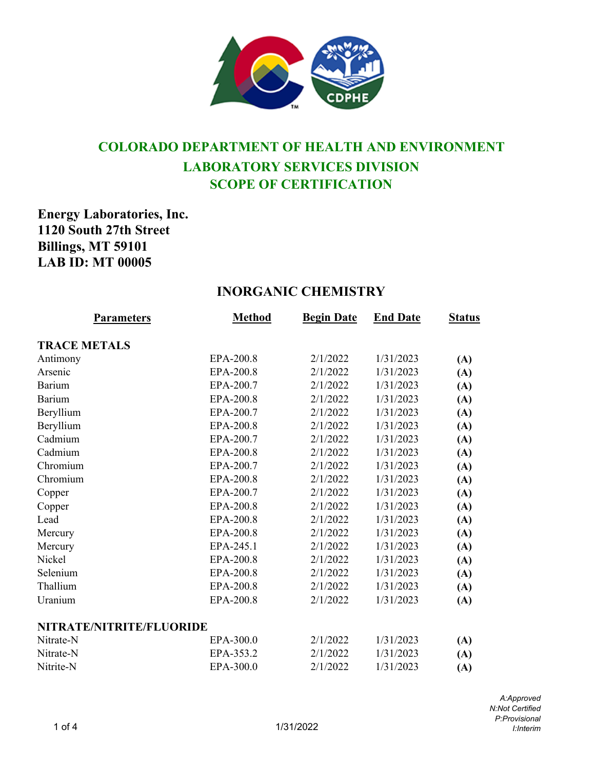# COLORADO DEPARTMENT OF HEALTH AND ENVIRONMENT
## LABORATORY SERVICES DIVISION
## SCOPE OF CERTIFICATION

**Energy Laboratories, Inc.**
**1120 South 27th Street**
**Billings, MT 59101**
**LAB ID: MT 00005**

## INORGANIC CHEMISTRY

| Parameters | Method | Begin Date | End Date | Status |
|---|---|---|---|---|
| **TRACE METALS** | | | | |
| Antimony | EPA-200.8 | 2/1/2022 | 1/31/2023 | **(A)** |
| Arsenic | EPA-200.8 | 2/1/2022 | 1/31/2023 | **(A)** |
| Barium | EPA-200.7 | 2/1/2022 | 1/31/2023 | **(A)** |
| Barium | EPA-200.8 | 2/1/2022 | 1/31/2023 | **(A)** |
| Beryllium | EPA-200.7 | 2/1/2022 | 1/31/2023 | **(A)** |
| Beryllium | EPA-200.8 | 2/1/2022 | 1/31/2023 | **(A)** |
| Cadmium | EPA-200.7 | 2/1/2022 | 1/31/2023 | **(A)** |
| Cadmium | EPA-200.8 | 2/1/2022 | 1/31/2023 | **(A)** |
| Chromium | EPA-200.7 | 2/1/2022 | 1/31/2023 | **(A)** |
| Chromium | EPA-200.8 | 2/1/2022 | 1/31/2023 | **(A)** |
| Copper | EPA-200.7 | 2/1/2022 | 1/31/2023 | **(A)** |
| Copper | EPA-200.8 | 2/1/2022 | 1/31/2023 | **(A)** |
| Lead | EPA-200.8 | 2/1/2022 | 1/31/2023 | **(A)** |
| Mercury | EPA-200.8 | 2/1/2022 | 1/31/2023 | **(A)** |
| Mercury | EPA-245.1 | 2/1/2022 | 1/31/2023 | **(A)** |
| Nickel | EPA-200.8 | 2/1/2022 | 1/31/2023 | **(A)** |
| Selenium | EPA-200.8 | 2/1/2022 | 1/31/2023 | **(A)** |
| Thallium | EPA-200.8 | 2/1/2022 | 1/31/2023 | **(A)** |
| Uranium | EPA-200.8 | 2/1/2022 | 1/31/2023 | **(A)** |
| **NITRATE/NITRITE/FLUORIDE** | | | | |
| Nitrate-N | EPA-300.0 | 2/1/2022 | 1/31/2023 | **(A)** |
| Nitrate-N | EPA-353.2 | 2/1/2022 | 1/31/2023 | **(A)** |
| Nitrite-N | EPA-300.0 | 2/1/2022 | 1/31/2023 | **(A)** |

*A:Approved*
*N:Not Certified*
*P:Provisional*
*I:Interim*

1/31/2022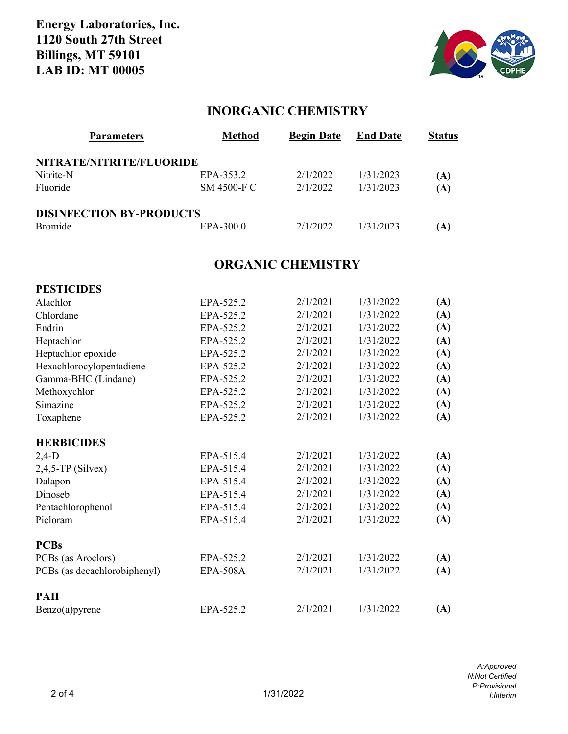**Energy Laboratories, Inc.**
**1120 South 27th Street**
**Billings, MT 59101**
**LAB ID: MT 00005**

## INORGANIC CHEMISTRY

| Parameters | Method | Begin Date | End Date | Status |
|---|---|---|---|---|
| **NITRATE/NITRITE/FLUORIDE** | | | | |
| Nitrite-N | EPA-353.2 | 2/1/2022 | 1/31/2023 | **(A)** |
| Fluoride | SM 4500-F C | 2/1/2022 | 1/31/2023 | **(A)** |
| **DISINFECTION BY-PRODUCTS** | | | | |
| Bromide | EPA-300.0 | 2/1/2022 | 1/31/2023 | **(A)** |

## ORGANIC CHEMISTRY

| Parameters | Method | Begin Date | End Date | Status |
|---|---|---|---|---|
| **PESTICIDES** | | | | |
| Alachlor | EPA-525.2 | 2/1/2021 | 1/31/2022 | **(A)** |
| Chlordane | EPA-525.2 | 2/1/2021 | 1/31/2022 | **(A)** |
| Endrin | EPA-525.2 | 2/1/2021 | 1/31/2022 | **(A)** |
| Heptachlor | EPA-525.2 | 2/1/2021 | 1/31/2022 | **(A)** |
| Heptachlor epoxide | EPA-525.2 | 2/1/2021 | 1/31/2022 | **(A)** |
| Hexachlorocylopentadiene | EPA-525.2 | 2/1/2021 | 1/31/2022 | **(A)** |
| Gamma-BHC (Lindane) | EPA-525.2 | 2/1/2021 | 1/31/2022 | **(A)** |
| Methoxychlor | EPA-525.2 | 2/1/2021 | 1/31/2022 | **(A)** |
| Simazine | EPA-525.2 | 2/1/2021 | 1/31/2022 | **(A)** |
| Toxaphene | EPA-525.2 | 2/1/2021 | 1/31/2022 | **(A)** |
| **HERBICIDES** | | | | |
| 2,4-D | EPA-515.4 | 2/1/2021 | 1/31/2022 | **(A)** |
| 2,4,5-TP (Silvex) | EPA-515.4 | 2/1/2021 | 1/31/2022 | **(A)** |
| Dalapon | EPA-515.4 | 2/1/2021 | 1/31/2022 | **(A)** |
| Dinoseb | EPA-515.4 | 2/1/2021 | 1/31/2022 | **(A)** |
| Pentachlorophenol | EPA-515.4 | 2/1/2021 | 1/31/2022 | **(A)** |
| Picloram | EPA-515.4 | 2/1/2021 | 1/31/2022 | **(A)** |
| **PCBs** | | | | |
| PCBs (as Aroclors) | EPA-525.2 | 2/1/2021 | 1/31/2022 | **(A)** |
| PCBs (as decachlorobiphenyl) | EPA-508A | 2/1/2021 | 1/31/2022 | **(A)** |
| **PAH** | | | | |
| Benzo(a)pyrene | EPA-525.2 | 2/1/2021 | 1/31/2022 | **(A)** |

*A:Approved*
*N:Not Certified*
*P:Provisional*
*I:Interim*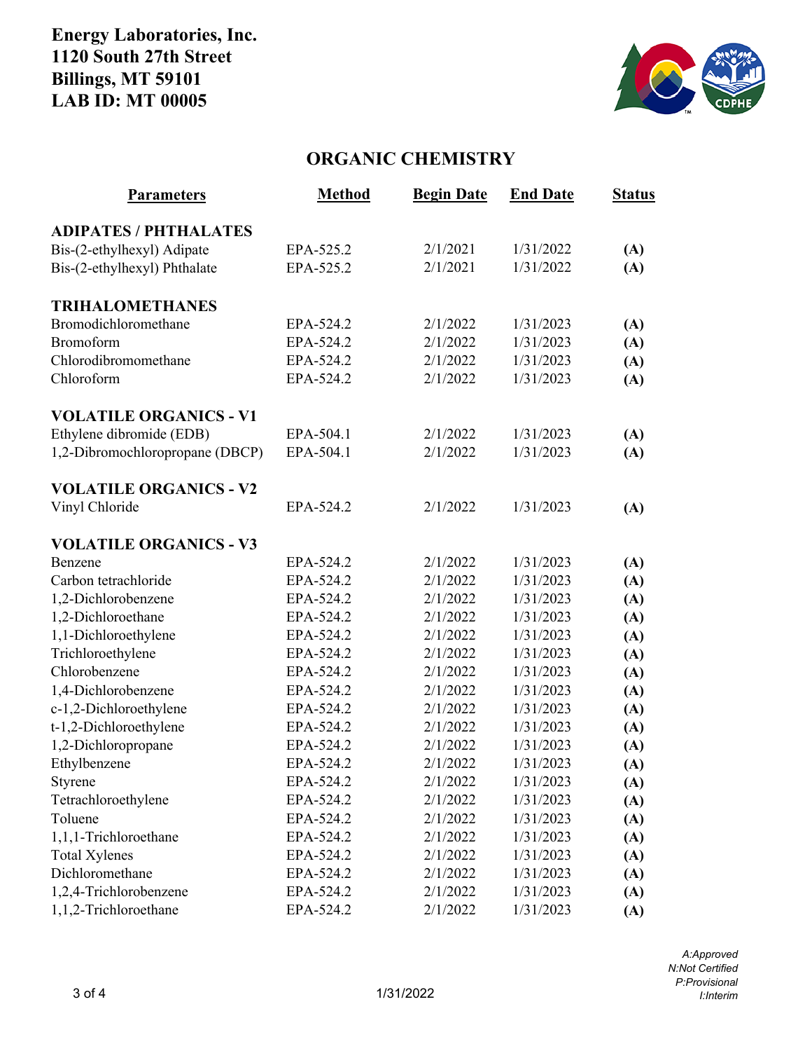**Energy Laboratories, Inc.**
**1120 South 27th Street**
**Billings, MT 59101**
**LAB ID: MT 00005**

## ORGANIC CHEMISTRY

| Parameters | Method | Begin Date | End Date | Status |
|---|---|---|---|---|
| **ADIPATES / PHTHALATES** | | | | |
| Bis-(2-ethylhexyl) Adipate | EPA-525.2 | 2/1/2021 | 1/31/2022 | **(A)** |
| Bis-(2-ethylhexyl) Phthalate | EPA-525.2 | 2/1/2021 | 1/31/2022 | **(A)** |
| **TRIHALOMETHANES** | | | | |
| Bromodichloromethane | EPA-524.2 | 2/1/2022 | 1/31/2023 | **(A)** |
| Bromoform | EPA-524.2 | 2/1/2022 | 1/31/2023 | **(A)** |
| Chlorodibromomethane | EPA-524.2 | 2/1/2022 | 1/31/2023 | **(A)** |
| Chloroform | EPA-524.2 | 2/1/2022 | 1/31/2023 | **(A)** |
| **VOLATILE ORGANICS - V1** | | | | |
| Ethylene dibromide (EDB) | EPA-504.1 | 2/1/2022 | 1/31/2023 | **(A)** |
| 1,2-Dibromochloropropane (DBCP) | EPA-504.1 | 2/1/2022 | 1/31/2023 | **(A)** |
| **VOLATILE ORGANICS - V2** | | | | |
| Vinyl Chloride | EPA-524.2 | 2/1/2022 | 1/31/2023 | **(A)** |
| **VOLATILE ORGANICS - V3** | | | | |
| Benzene | EPA-524.2 | 2/1/2022 | 1/31/2023 | **(A)** |
| Carbon tetrachloride | EPA-524.2 | 2/1/2022 | 1/31/2023 | **(A)** |
| 1,2-Dichlorobenzene | EPA-524.2 | 2/1/2022 | 1/31/2023 | **(A)** |
| 1,2-Dichloroethane | EPA-524.2 | 2/1/2022 | 1/31/2023 | **(A)** |
| 1,1-Dichloroethylene | EPA-524.2 | 2/1/2022 | 1/31/2023 | **(A)** |
| Trichloroethylene | EPA-524.2 | 2/1/2022 | 1/31/2023 | **(A)** |
| Chlorobenzene | EPA-524.2 | 2/1/2022 | 1/31/2023 | **(A)** |
| 1,4-Dichlorobenzene | EPA-524.2 | 2/1/2022 | 1/31/2023 | **(A)** |
| c-1,2-Dichloroethylene | EPA-524.2 | 2/1/2022 | 1/31/2023 | **(A)** |
| t-1,2-Dichloroethylene | EPA-524.2 | 2/1/2022 | 1/31/2023 | **(A)** |
| 1,2-Dichloropropane | EPA-524.2 | 2/1/2022 | 1/31/2023 | **(A)** |
| Ethylbenzene | EPA-524.2 | 2/1/2022 | 1/31/2023 | **(A)** |
| Styrene | EPA-524.2 | 2/1/2022 | 1/31/2023 | **(A)** |
| Tetrachloroethylene | EPA-524.2 | 2/1/2022 | 1/31/2023 | **(A)** |
| Toluene | EPA-524.2 | 2/1/2022 | 1/31/2023 | **(A)** |
| 1,1,1-Trichloroethane | EPA-524.2 | 2/1/2022 | 1/31/2023 | **(A)** |
| Total Xylenes | EPA-524.2 | 2/1/2022 | 1/31/2023 | **(A)** |
| Dichloromethane | EPA-524.2 | 2/1/2022 | 1/31/2023 | **(A)** |
| 1,2,4-Trichlorobenzene | EPA-524.2 | 2/1/2022 | 1/31/2023 | **(A)** |
| 1,1,2-Trichloroethane | EPA-524.2 | 2/1/2022 | 1/31/2023 | **(A)** |

1/31/2022

*A:Approved*
*N:Not Certified*
*P:Provisional*
*I:Interim*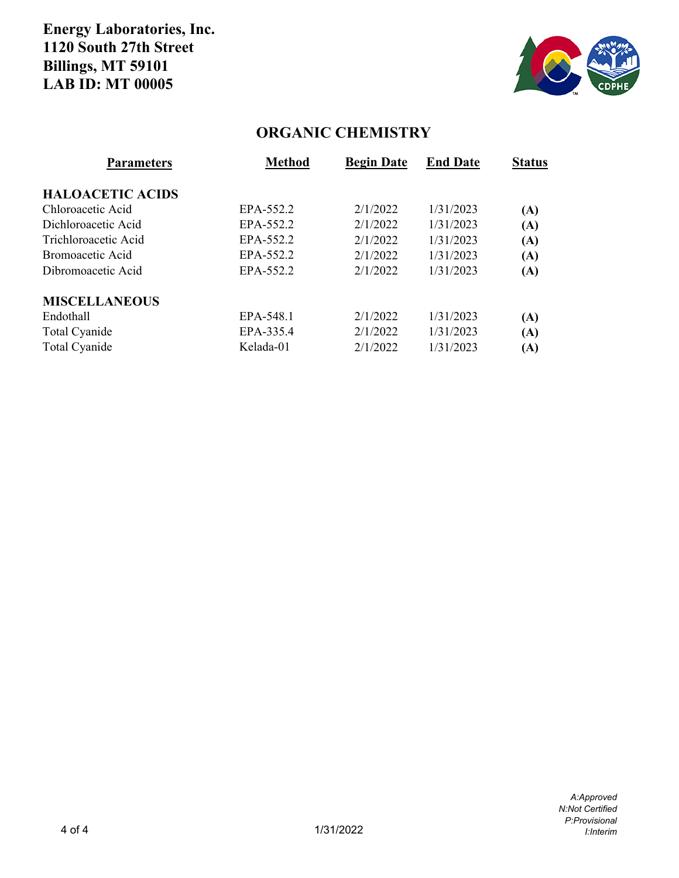**Energy Laboratories, Inc.**
**1120 South 27th Street**
**Billings, MT 59101**
**LAB ID: MT 00005**

## ORGANIC CHEMISTRY

| Parameters | Method | Begin Date | End Date | Status |
|---|---|---|---|---|
| **HALOACETIC ACIDS** | | | | |
| Chloroacetic Acid | EPA-552.2 | 2/1/2022 | 1/31/2023 | **(A)** |
| Dichloroacetic Acid | EPA-552.2 | 2/1/2022 | 1/31/2023 | **(A)** |
| Trichloroacetic Acid | EPA-552.2 | 2/1/2022 | 1/31/2023 | **(A)** |
| Bromoacetic Acid | EPA-552.2 | 2/1/2022 | 1/31/2023 | **(A)** |
| Dibromoacetic Acid | EPA-552.2 | 2/1/2022 | 1/31/2023 | **(A)** |
| **MISCELLANEOUS** | | | | |
| Endothall | EPA-548.1 | 2/1/2022 | 1/31/2023 | **(A)** |
| Total Cyanide | EPA-335.4 | 2/1/2022 | 1/31/2023 | **(A)** |
| Total Cyanide | Kelada-01 | 2/1/2022 | 1/31/2023 | **(A)** |

1/31/2022

*A:Approved*
*N:Not Certified*
*P:Provisional*
*I:Interim*